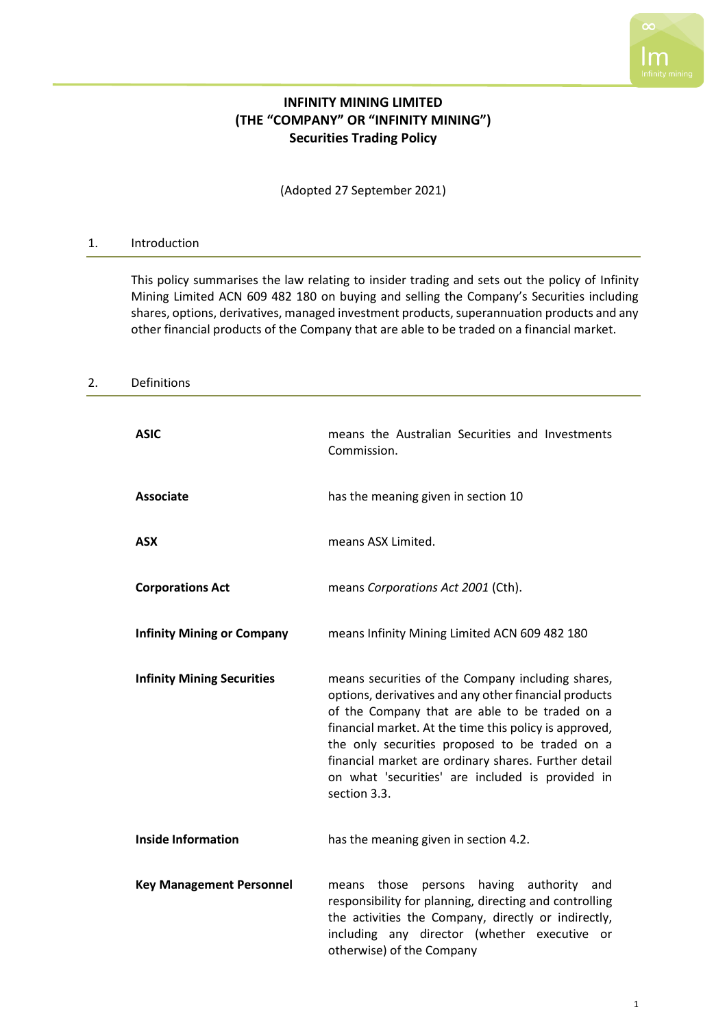# INFINITY MINING LIMITED
# (THE "COMPANY" OR "INFINITY MINING")
# Securities Trading Policy

(Adopted 27 September 2021)

## 1. Introduction

This policy summarises the law relating to insider trading and sets out the policy of Infinity Mining Limited ACN 609 482 180 on buying and selling the Company's Securities including shares, options, derivatives, managed investment products, superannuation products and any other financial products of the Company that are able to be traded on a financial market.

## 2. Definitions

| | |
|---|---|
| **ASIC** | means the Australian Securities and Investments Commission. |
| **Associate** | has the meaning given in section 10 |
| **ASX** | means ASX Limited. |
| **Corporations Act** | means *Corporations Act 2001* (Cth). |
| **Infinity Mining or Company** | means Infinity Mining Limited ACN 609 482 180 |
| **Infinity Mining Securities** | means securities of the Company including shares, options, derivatives and any other financial products of the Company that are able to be traded on a financial market. At the time this policy is approved, the only securities proposed to be traded on a financial market are ordinary shares. Further detail on what 'securities' are included is provided in section 3.3. |
| **Inside Information** | has the meaning given in section 4.2. |
| **Key Management Personnel** | means those persons having authority and responsibility for planning, directing and controlling the activities the Company, directly or indirectly, including any director (whether executive or otherwise) of the Company |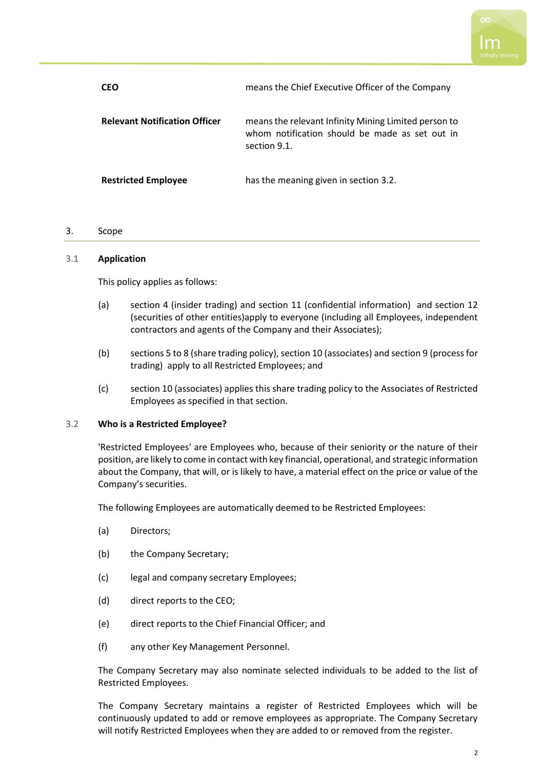| | |
|---|---|
| **CEO** | means the Chief Executive Officer of the Company |
| **Relevant Notification Officer** | means the relevant Infinity Mining Limited person to whom notification should be made as set out in section 9.1. |
| **Restricted Employee** | has the meaning given in section 3.2. |

## 3. Scope

### 3.1 Application

This policy applies as follows:

(a) section 4 (insider trading) and section 11 (confidential information) and section 12 (securities of other entities)apply to everyone (including all Employees, independent contractors and agents of the Company and their Associates);

(b) sections 5 to 8 (share trading policy), section 10 (associates) and section 9 (process for trading) apply to all Restricted Employees; and

(c) section 10 (associates) applies this share trading policy to the Associates of Restricted Employees as specified in that section.

### 3.2 Who is a Restricted Employee?

'Restricted Employees' are Employees who, because of their seniority or the nature of their position, are likely to come in contact with key financial, operational, and strategic information about the Company, that will, or is likely to have, a material effect on the price or value of the Company's securities.

The following Employees are automatically deemed to be Restricted Employees:

(a) Directors;

(b) the Company Secretary;

(c) legal and company secretary Employees;

(d) direct reports to the CEO;

(e) direct reports to the Chief Financial Officer; and

(f) any other Key Management Personnel.

The Company Secretary may also nominate selected individuals to be added to the list of Restricted Employees.

The Company Secretary maintains a register of Restricted Employees which will be continuously updated to add or remove employees as appropriate. The Company Secretary will notify Restricted Employees when they are added to or removed from the register.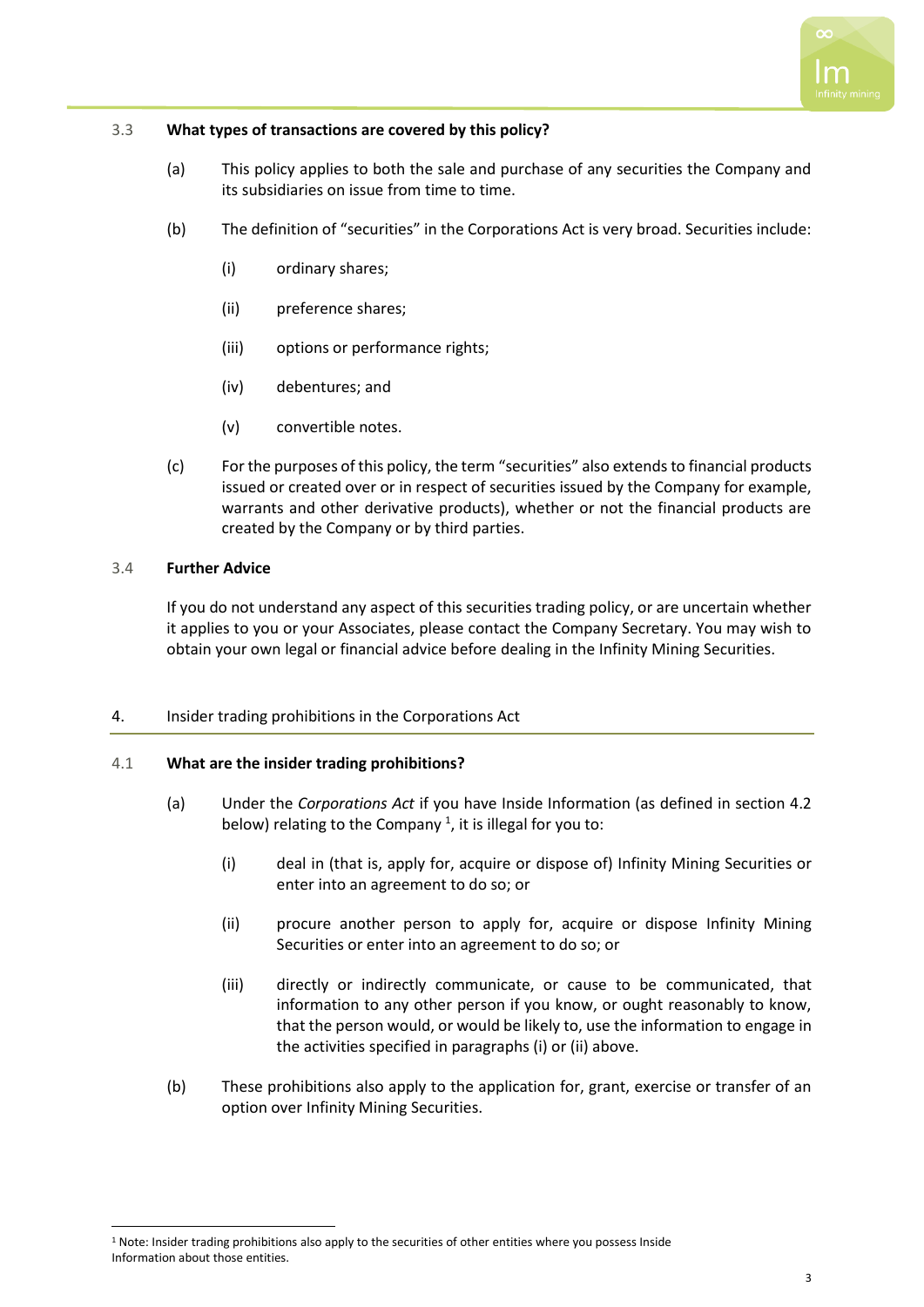### 3.3 What types of transactions are covered by this policy?

(a) This policy applies to both the sale and purchase of any securities the Company and its subsidiaries on issue from time to time.

(b) The definition of "securities" in the Corporations Act is very broad. Securities include:

(i) ordinary shares;

(ii) preference shares;

(iii) options or performance rights;

(iv) debentures; and

(v) convertible notes.

(c) For the purposes of this policy, the term "securities" also extends to financial products issued or created over or in respect of securities issued by the Company for example, warrants and other derivative products), whether or not the financial products are created by the Company or by third parties.

### 3.4 Further Advice

If you do not understand any aspect of this securities trading policy, or are uncertain whether it applies to you or your Associates, please contact the Company Secretary. You may wish to obtain your own legal or financial advice before dealing in the Infinity Mining Securities.

## 4. Insider trading prohibitions in the Corporations Act

### 4.1 What are the insider trading prohibitions?

(a) Under the *Corporations Act* if you have Inside Information (as defined in section 4.2 below) relating to the Company [1], it is illegal for you to:

(i) deal in (that is, apply for, acquire or dispose of) Infinity Mining Securities or enter into an agreement to do so; or

(ii) procure another person to apply for, acquire or dispose Infinity Mining Securities or enter into an agreement to do so; or

(iii) directly or indirectly communicate, or cause to be communicated, that information to any other person if you know, or ought reasonably to know, that the person would, or would be likely to, use the information to engage in the activities specified in paragraphs (i) or (ii) above.

(b) These prohibitions also apply to the application for, grant, exercise or transfer of an option over Infinity Mining Securities.

---

[1] Note: Insider trading prohibitions also apply to the securities of other entities where you possess Inside Information about those entities.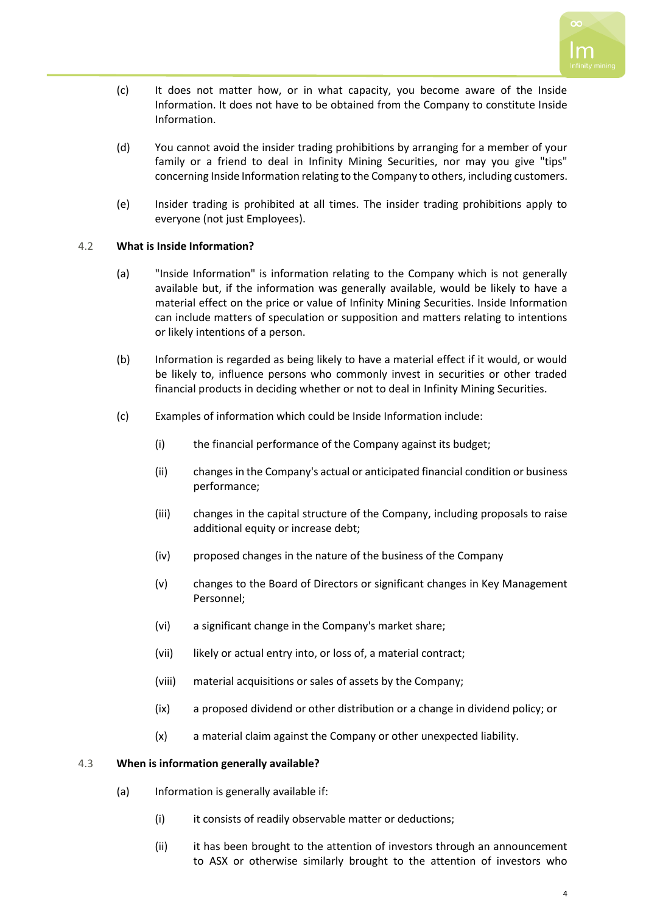(c) It does not matter how, or in what capacity, you become aware of the Inside Information. It does not have to be obtained from the Company to constitute Inside Information.

(d) You cannot avoid the insider trading prohibitions by arranging for a member of your family or a friend to deal in Infinity Mining Securities, nor may you give "tips" concerning Inside Information relating to the Company to others, including customers.

(e) Insider trading is prohibited at all times. The insider trading prohibitions apply to everyone (not just Employees).

### 4.2 What is Inside Information?

(a) "Inside Information" is information relating to the Company which is not generally available but, if the information was generally available, would be likely to have a material effect on the price or value of Infinity Mining Securities. Inside Information can include matters of speculation or supposition and matters relating to intentions or likely intentions of a person.

(b) Information is regarded as being likely to have a material effect if it would, or would be likely to, influence persons who commonly invest in securities or other traded financial products in deciding whether or not to deal in Infinity Mining Securities.

(c) Examples of information which could be Inside Information include:

  (i) the financial performance of the Company against its budget;

  (ii) changes in the Company's actual or anticipated financial condition or business performance;

  (iii) changes in the capital structure of the Company, including proposals to raise additional equity or increase debt;

  (iv) proposed changes in the nature of the business of the Company

  (v) changes to the Board of Directors or significant changes in Key Management Personnel;

  (vi) a significant change in the Company's market share;

  (vii) likely or actual entry into, or loss of, a material contract;

  (viii) material acquisitions or sales of assets by the Company;

  (ix) a proposed dividend or other distribution or a change in dividend policy; or

  (x) a material claim against the Company or other unexpected liability.

### 4.3 When is information generally available?

(a) Information is generally available if:

  (i) it consists of readily observable matter or deductions;

  (ii) it has been brought to the attention of investors through an announcement to ASX or otherwise similarly brought to the attention of investors who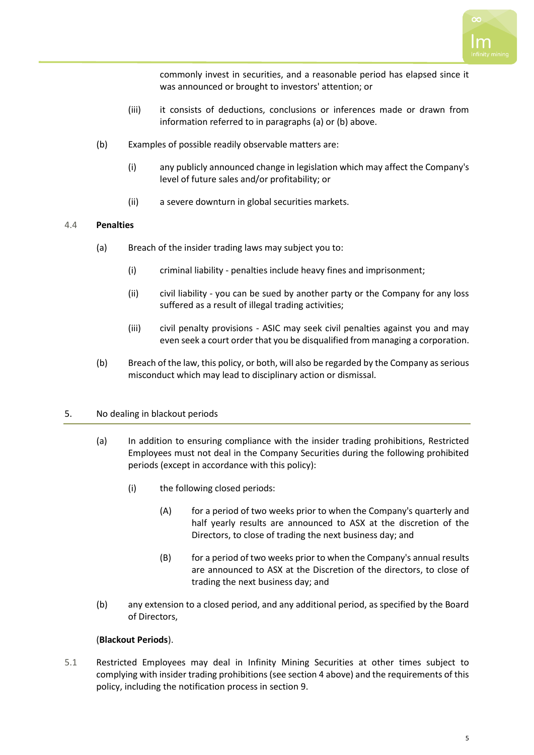commonly invest in securities, and a reasonable period has elapsed since it was announced or brought to investors' attention; or

(iii) it consists of deductions, conclusions or inferences made or drawn from information referred to in paragraphs (a) or (b) above.

(b) Examples of possible readily observable matters are:

(i) any publicly announced change in legislation which may affect the Company's level of future sales and/or profitability; or

(ii) a severe downturn in global securities markets.

4.4 **Penalties**

(a) Breach of the insider trading laws may subject you to:

(i) criminal liability - penalties include heavy fines and imprisonment;

(ii) civil liability - you can be sued by another party or the Company for any loss suffered as a result of illegal trading activities;

(iii) civil penalty provisions - ASIC may seek civil penalties against you and may even seek a court order that you be disqualified from managing a corporation.

(b) Breach of the law, this policy, or both, will also be regarded by the Company as serious misconduct which may lead to disciplinary action or dismissal.

## 5. No dealing in blackout periods

(a) In addition to ensuring compliance with the insider trading prohibitions, Restricted Employees must not deal in the Company Securities during the following prohibited periods (except in accordance with this policy):

(i) the following closed periods:

(A) for a period of two weeks prior to when the Company's quarterly and half yearly results are announced to ASX at the discretion of the Directors, to close of trading the next business day; and

(B) for a period of two weeks prior to when the Company's annual results are announced to ASX at the Discretion of the directors, to close of trading the next business day; and

(b) any extension to a closed period, and any additional period, as specified by the Board of Directors,

(**Blackout Periods**).

5.1 Restricted Employees may deal in Infinity Mining Securities at other times subject to complying with insider trading prohibitions (see section 4 above) and the requirements of this policy, including the notification process in section 9.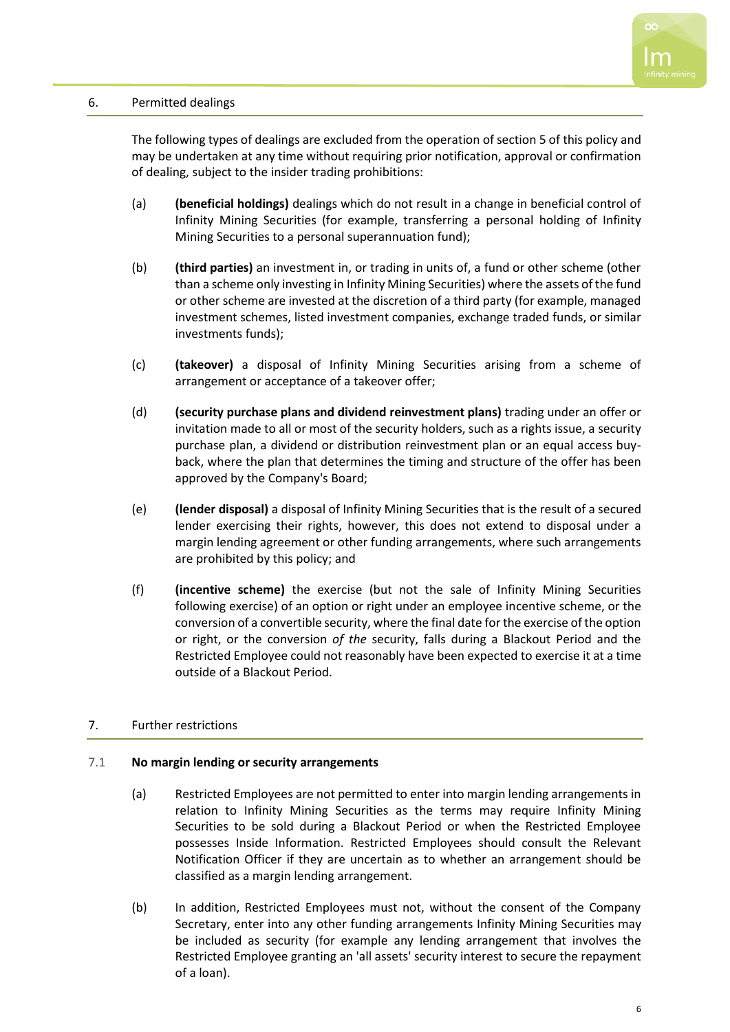## 6. Permitted dealings

The following types of dealings are excluded from the operation of section 5 of this policy and may be undertaken at any time without requiring prior notification, approval or confirmation of dealing, subject to the insider trading prohibitions:

(a) **(beneficial holdings)** dealings which do not result in a change in beneficial control of Infinity Mining Securities (for example, transferring a personal holding of Infinity Mining Securities to a personal superannuation fund);

(b) **(third parties)** an investment in, or trading in units of, a fund or other scheme (other than a scheme only investing in Infinity Mining Securities) where the assets of the fund or other scheme are invested at the discretion of a third party (for example, managed investment schemes, listed investment companies, exchange traded funds, or similar investments funds);

(c) **(takeover)** a disposal of Infinity Mining Securities arising from a scheme of arrangement or acceptance of a takeover offer;

(d) **(security purchase plans and dividend reinvestment plans)** trading under an offer or invitation made to all or most of the security holders, such as a rights issue, a security purchase plan, a dividend or distribution reinvestment plan or an equal access buy-back, where the plan that determines the timing and structure of the offer has been approved by the Company's Board;

(e) **(lender disposal)** a disposal of Infinity Mining Securities that is the result of a secured lender exercising their rights, however, this does not extend to disposal under a margin lending agreement or other funding arrangements, where such arrangements are prohibited by this policy; and

(f) **(incentive scheme)** the exercise (but not the sale of Infinity Mining Securities following exercise) of an option or right under an employee incentive scheme, or the conversion of a convertible security, where the final date for the exercise of the option or right, or the conversion *of the* security, falls during a Blackout Period and the Restricted Employee could not reasonably have been expected to exercise it at a time outside of a Blackout Period.

## 7. Further restrictions

### 7.1 No margin lending or security arrangements

(a) Restricted Employees are not permitted to enter into margin lending arrangements in relation to Infinity Mining Securities as the terms may require Infinity Mining Securities to be sold during a Blackout Period or when the Restricted Employee possesses Inside Information. Restricted Employees should consult the Relevant Notification Officer if they are uncertain as to whether an arrangement should be classified as a margin lending arrangement.

(b) In addition, Restricted Employees must not, without the consent of the Company Secretary, enter into any other funding arrangements Infinity Mining Securities may be included as security (for example any lending arrangement that involves the Restricted Employee granting an 'all assets' security interest to secure the repayment of a loan).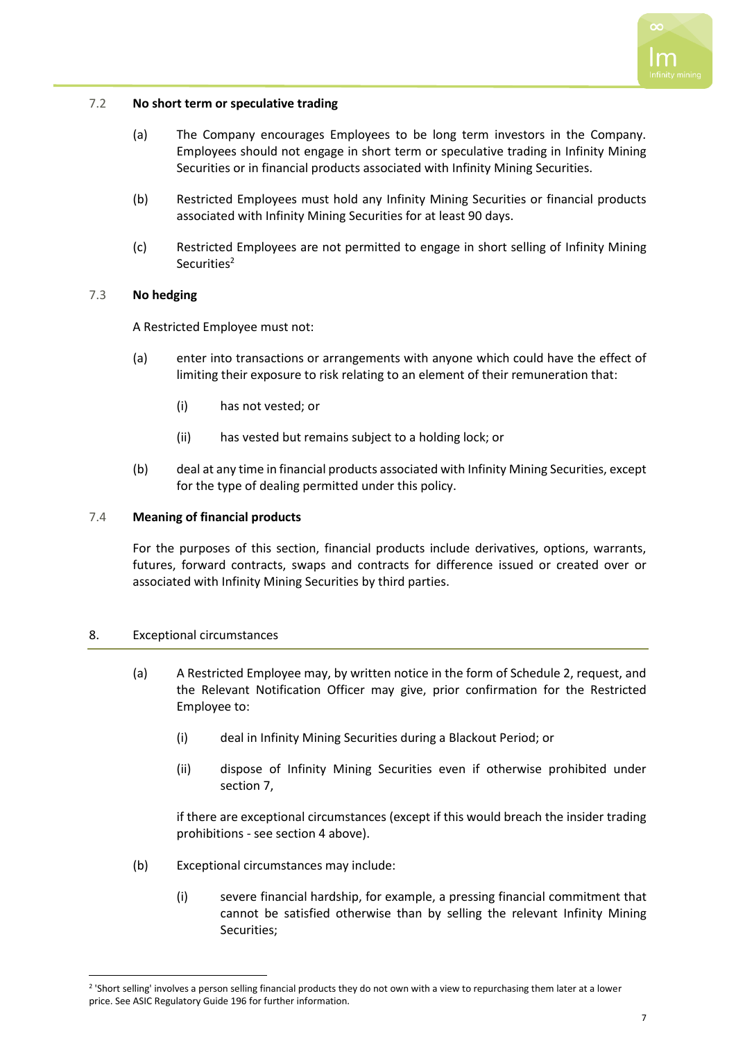### 7.2 No short term or speculative trading

(a) The Company encourages Employees to be long term investors in the Company. Employees should not engage in short term or speculative trading in Infinity Mining Securities or in financial products associated with Infinity Mining Securities.

(b) Restricted Employees must hold any Infinity Mining Securities or financial products associated with Infinity Mining Securities for at least 90 days.

(c) Restricted Employees are not permitted to engage in short selling of Infinity Mining Securities[2]

### 7.3 No hedging

A Restricted Employee must not:

(a) enter into transactions or arrangements with anyone which could have the effect of limiting their exposure to risk relating to an element of their remuneration that:

   (i) has not vested; or

   (ii) has vested but remains subject to a holding lock; or

(b) deal at any time in financial products associated with Infinity Mining Securities, except for the type of dealing permitted under this policy.

### 7.4 Meaning of financial products

For the purposes of this section, financial products include derivatives, options, warrants, futures, forward contracts, swaps and contracts for difference issued or created over or associated with Infinity Mining Securities by third parties.

## 8. Exceptional circumstances

(a) A Restricted Employee may, by written notice in the form of Schedule 2, request, and the Relevant Notification Officer may give, prior confirmation for the Restricted Employee to:

   (i) deal in Infinity Mining Securities during a Blackout Period; or

   (ii) dispose of Infinity Mining Securities even if otherwise prohibited under section 7,

   if there are exceptional circumstances (except if this would breach the insider trading prohibitions - see section 4 above).

(b) Exceptional circumstances may include:

   (i) severe financial hardship, for example, a pressing financial commitment that cannot be satisfied otherwise than by selling the relevant Infinity Mining Securities;

---

[2] 'Short selling' involves a person selling financial products they do not own with a view to repurchasing them later at a lower price. See ASIC Regulatory Guide 196 for further information.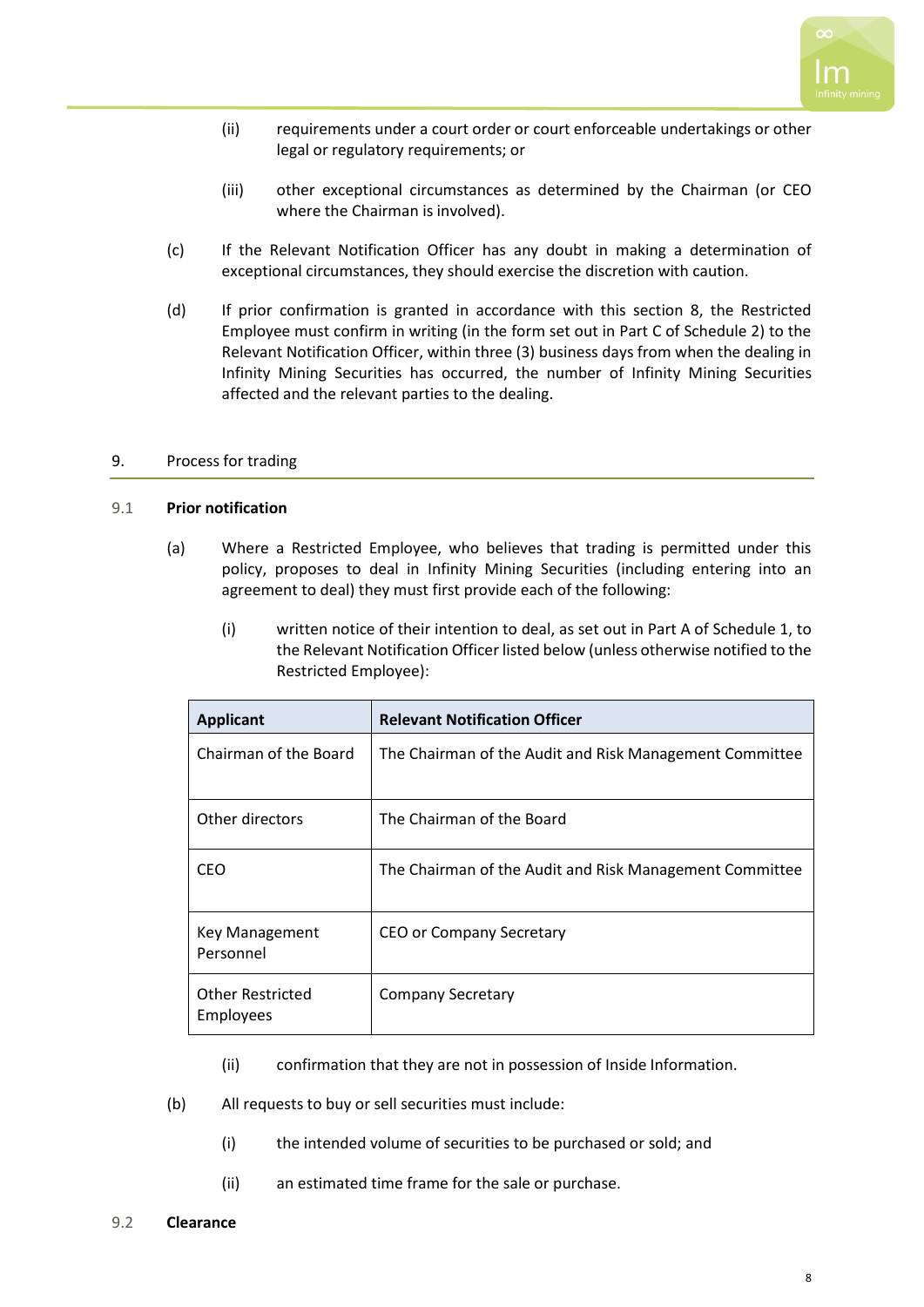(ii) requirements under a court order or court enforceable undertakings or other legal or regulatory requirements; or

(iii) other exceptional circumstances as determined by the Chairman (or CEO where the Chairman is involved).

(c) If the Relevant Notification Officer has any doubt in making a determination of exceptional circumstances, they should exercise the discretion with caution.

(d) If prior confirmation is granted in accordance with this section 8, the Restricted Employee must confirm in writing (in the form set out in Part C of Schedule 2) to the Relevant Notification Officer, within three (3) business days from when the dealing in Infinity Mining Securities has occurred, the number of Infinity Mining Securities affected and the relevant parties to the dealing.

## 9. Process for trading

### 9.1 Prior notification

(a) Where a Restricted Employee, who believes that trading is permitted under this policy, proposes to deal in Infinity Mining Securities (including entering into an agreement to deal) they must first provide each of the following:

(i) written notice of their intention to deal, as set out in Part A of Schedule 1, to the Relevant Notification Officer listed below (unless otherwise notified to the Restricted Employee):

| Applicant | Relevant Notification Officer |
|---|---|
| Chairman of the Board | The Chairman of the Audit and Risk Management Committee |
| Other directors | The Chairman of the Board |
| CEO | The Chairman of the Audit and Risk Management Committee |
| Key Management Personnel | CEO or Company Secretary |
| Other Restricted Employees | Company Secretary |

(ii) confirmation that they are not in possession of Inside Information.

(b) All requests to buy or sell securities must include:

(i) the intended volume of securities to be purchased or sold; and

(ii) an estimated time frame for the sale or purchase.

### 9.2 Clearance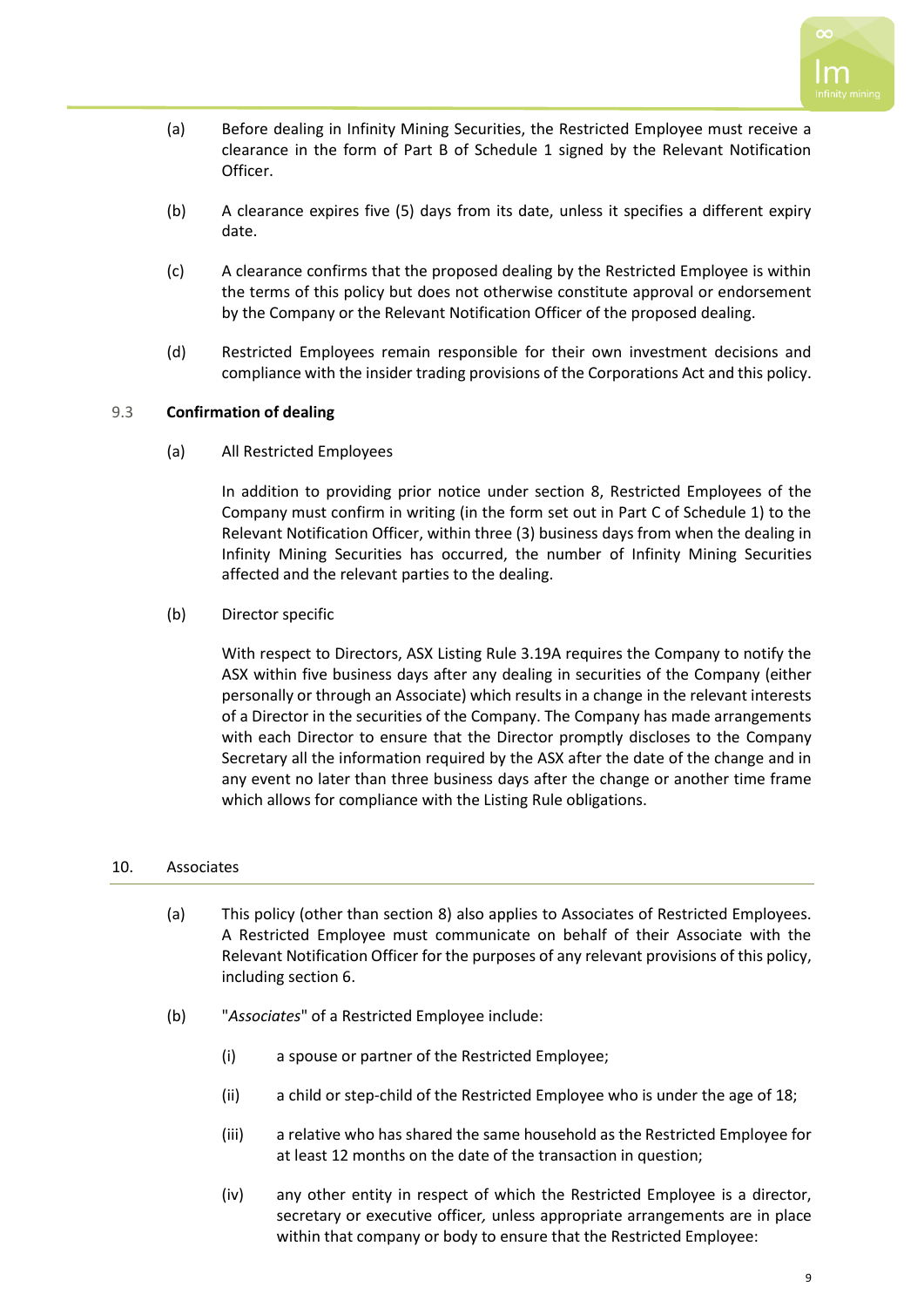(a) Before dealing in Infinity Mining Securities, the Restricted Employee must receive a clearance in the form of Part B of Schedule 1 signed by the Relevant Notification Officer.

(b) A clearance expires five (5) days from its date, unless it specifies a different expiry date.

(c) A clearance confirms that the proposed dealing by the Restricted Employee is within the terms of this policy but does not otherwise constitute approval or endorsement by the Company or the Relevant Notification Officer of the proposed dealing.

(d) Restricted Employees remain responsible for their own investment decisions and compliance with the insider trading provisions of the Corporations Act and this policy.

### 9.3 Confirmation of dealing

(a) All Restricted Employees

In addition to providing prior notice under section 8, Restricted Employees of the Company must confirm in writing (in the form set out in Part C of Schedule 1) to the Relevant Notification Officer, within three (3) business days from when the dealing in Infinity Mining Securities has occurred, the number of Infinity Mining Securities affected and the relevant parties to the dealing.

(b) Director specific

With respect to Directors, ASX Listing Rule 3.19A requires the Company to notify the ASX within five business days after any dealing in securities of the Company (either personally or through an Associate) which results in a change in the relevant interests of a Director in the securities of the Company. The Company has made arrangements with each Director to ensure that the Director promptly discloses to the Company Secretary all the information required by the ASX after the date of the change and in any event no later than three business days after the change or another time frame which allows for compliance with the Listing Rule obligations.

## 10. Associates

(a) This policy (other than section 8) also applies to Associates of Restricted Employees. A Restricted Employee must communicate on behalf of their Associate with the Relevant Notification Officer for the purposes of any relevant provisions of this policy, including section 6.

(b) "*Associates*" of a Restricted Employee include:

(i) a spouse or partner of the Restricted Employee;

(ii) a child or step-child of the Restricted Employee who is under the age of 18;

(iii) a relative who has shared the same household as the Restricted Employee for at least 12 months on the date of the transaction in question;

(iv) any other entity in respect of which the Restricted Employee is a director, secretary or executive officer*,* unless appropriate arrangements are in place within that company or body to ensure that the Restricted Employee: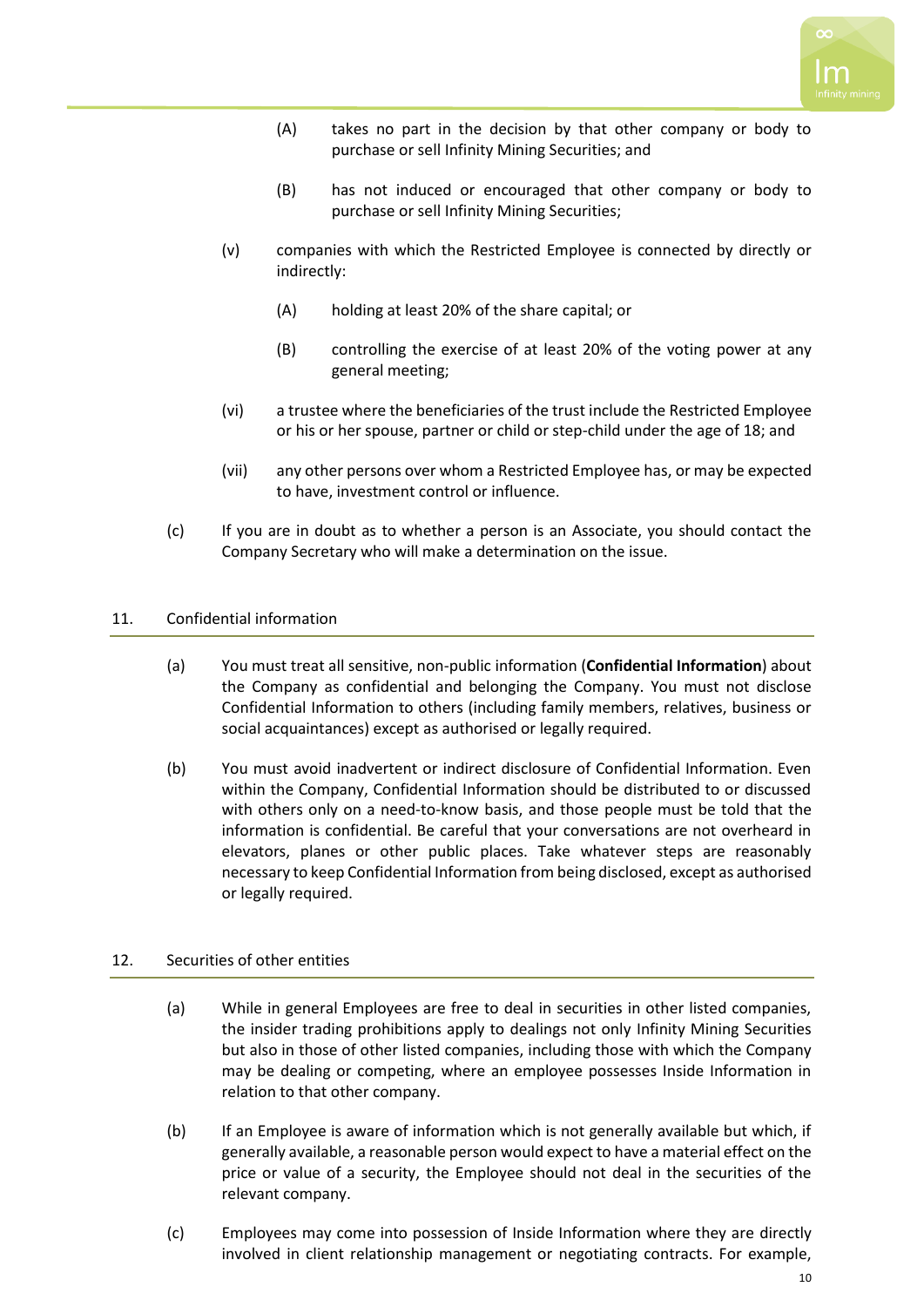(A) takes no part in the decision by that other company or body to purchase or sell Infinity Mining Securities; and

(B) has not induced or encouraged that other company or body to purchase or sell Infinity Mining Securities;

(v) companies with which the Restricted Employee is connected by directly or indirectly:

(A) holding at least 20% of the share capital; or

(B) controlling the exercise of at least 20% of the voting power at any general meeting;

(vi) a trustee where the beneficiaries of the trust include the Restricted Employee or his or her spouse, partner or child or step-child under the age of 18; and

(vii) any other persons over whom a Restricted Employee has, or may be expected to have, investment control or influence.

(c) If you are in doubt as to whether a person is an Associate, you should contact the Company Secretary who will make a determination on the issue.

## 11. Confidential information

(a) You must treat all sensitive, non-public information (**Confidential Information**) about the Company as confidential and belonging the Company. You must not disclose Confidential Information to others (including family members, relatives, business or social acquaintances) except as authorised or legally required.

(b) You must avoid inadvertent or indirect disclosure of Confidential Information. Even within the Company, Confidential Information should be distributed to or discussed with others only on a need-to-know basis, and those people must be told that the information is confidential. Be careful that your conversations are not overheard in elevators, planes or other public places. Take whatever steps are reasonably necessary to keep Confidential Information from being disclosed, except as authorised or legally required.

## 12. Securities of other entities

(a) While in general Employees are free to deal in securities in other listed companies, the insider trading prohibitions apply to dealings not only Infinity Mining Securities but also in those of other listed companies, including those with which the Company may be dealing or competing, where an employee possesses Inside Information in relation to that other company.

(b) If an Employee is aware of information which is not generally available but which, if generally available, a reasonable person would expect to have a material effect on the price or value of a security, the Employee should not deal in the securities of the relevant company.

(c) Employees may come into possession of Inside Information where they are directly involved in client relationship management or negotiating contracts. For example,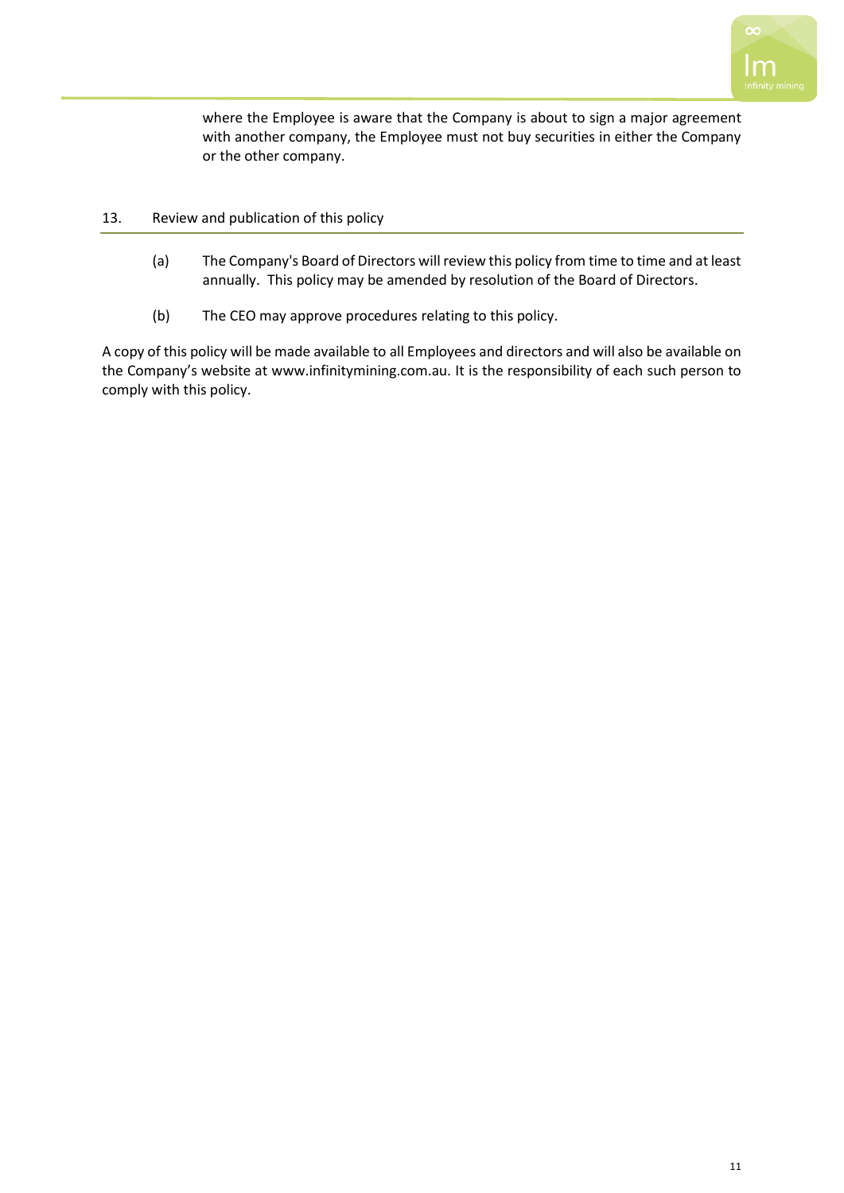where the Employee is aware that the Company is about to sign a major agreement with another company, the Employee must not buy securities in either the Company or the other company.

## 13. Review and publication of this policy

(a) The Company's Board of Directors will review this policy from time to time and at least annually. This policy may be amended by resolution of the Board of Directors.

(b) The CEO may approve procedures relating to this policy.

A copy of this policy will be made available to all Employees and directors and will also be available on the Company's website at www.infinitymining.com.au. It is the responsibility of each such person to comply with this policy.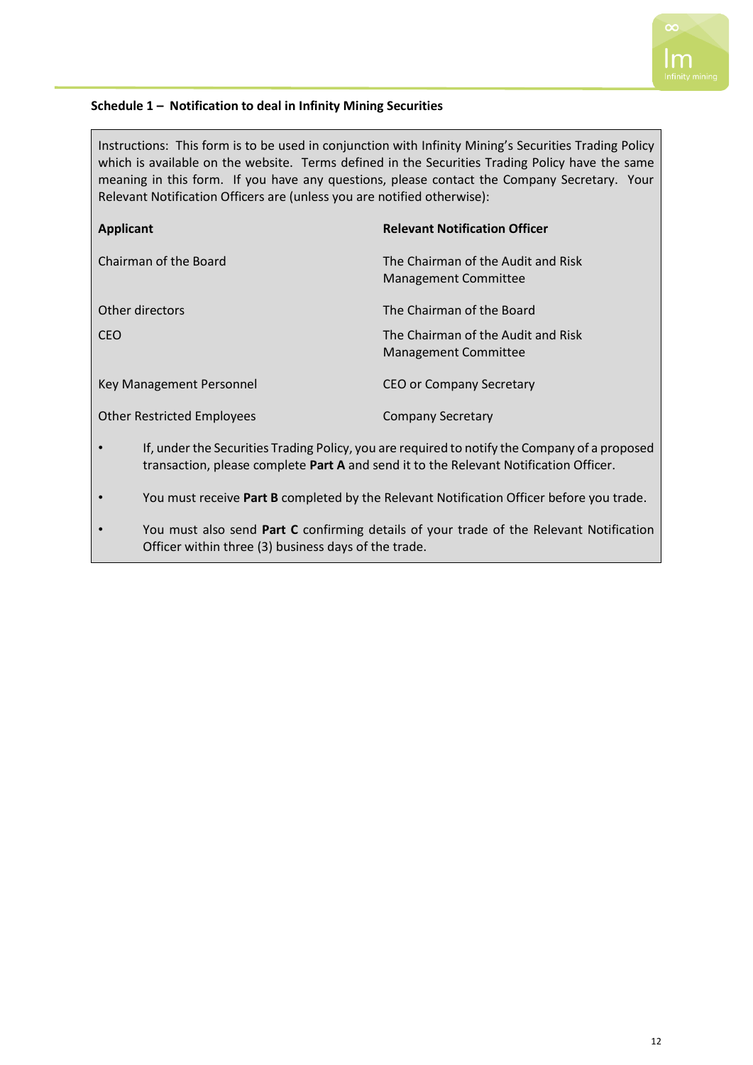**Schedule 1 – Notification to deal in Infinity Mining Securities**

Instructions: This form is to be used in conjunction with Infinity Mining's Securities Trading Policy which is available on the website. Terms defined in the Securities Trading Policy have the same meaning in this form. If you have any questions, please contact the Company Secretary. Your Relevant Notification Officers are (unless you are notified otherwise):

| Applicant | Relevant Notification Officer |
|---|---|
| Chairman of the Board | The Chairman of the Audit and Risk Management Committee |
| Other directors | The Chairman of the Board |
| CEO | The Chairman of the Audit and Risk Management Committee |
| Key Management Personnel | CEO or Company Secretary |
| Other Restricted Employees | Company Secretary |

- If, under the Securities Trading Policy, you are required to notify the Company of a proposed transaction, please complete **Part A** and send it to the Relevant Notification Officer.
- You must receive **Part B** completed by the Relevant Notification Officer before you trade.
- You must also send **Part C** confirming details of your trade of the Relevant Notification Officer within three (3) business days of the trade.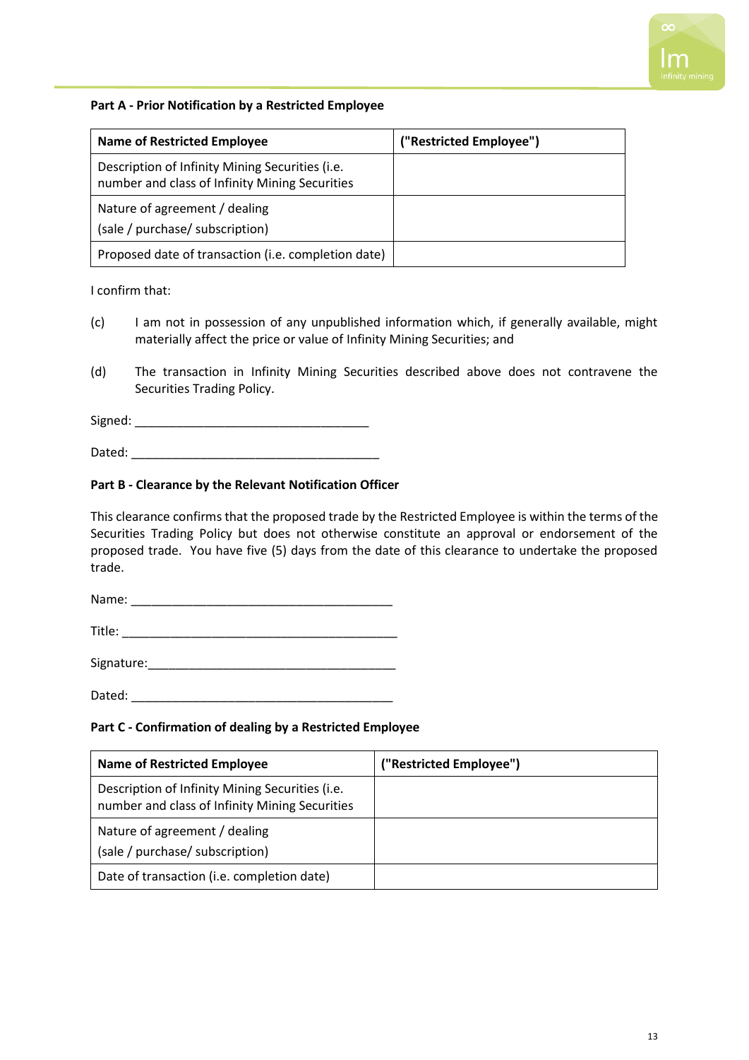**Part A - Prior Notification by a Restricted Employee**

| Name of Restricted Employee | ("Restricted Employee") |
|---|---|
| Description of Infinity Mining Securities (i.e. number and class of Infinity Mining Securities | |
| Nature of agreement / dealing<br>(sale / purchase/ subscription) | |
| Proposed date of transaction (i.e. completion date) | |

I confirm that:

(c) I am not in possession of any unpublished information which, if generally available, might materially affect the price or value of Infinity Mining Securities; and

(d) The transaction in Infinity Mining Securities described above does not contravene the Securities Trading Policy.

Signed: ___________________________________

Dated: _____________________________________

**Part B - Clearance by the Relevant Notification Officer**

This clearance confirms that the proposed trade by the Restricted Employee is within the terms of the Securities Trading Policy but does not otherwise constitute an approval or endorsement of the proposed trade. You have five (5) days from the date of this clearance to undertake the proposed trade.

Name: _______________________________________

Title: _________________________________________

Signature:_____________________________________

Dated: _______________________________________

**Part C - Confirmation of dealing by a Restricted Employee**

| Name of Restricted Employee | ("Restricted Employee") |
|---|---|
| Description of Infinity Mining Securities (i.e. number and class of Infinity Mining Securities | |
| Nature of agreement / dealing<br>(sale / purchase/ subscription) | |
| Date of transaction (i.e. completion date) | |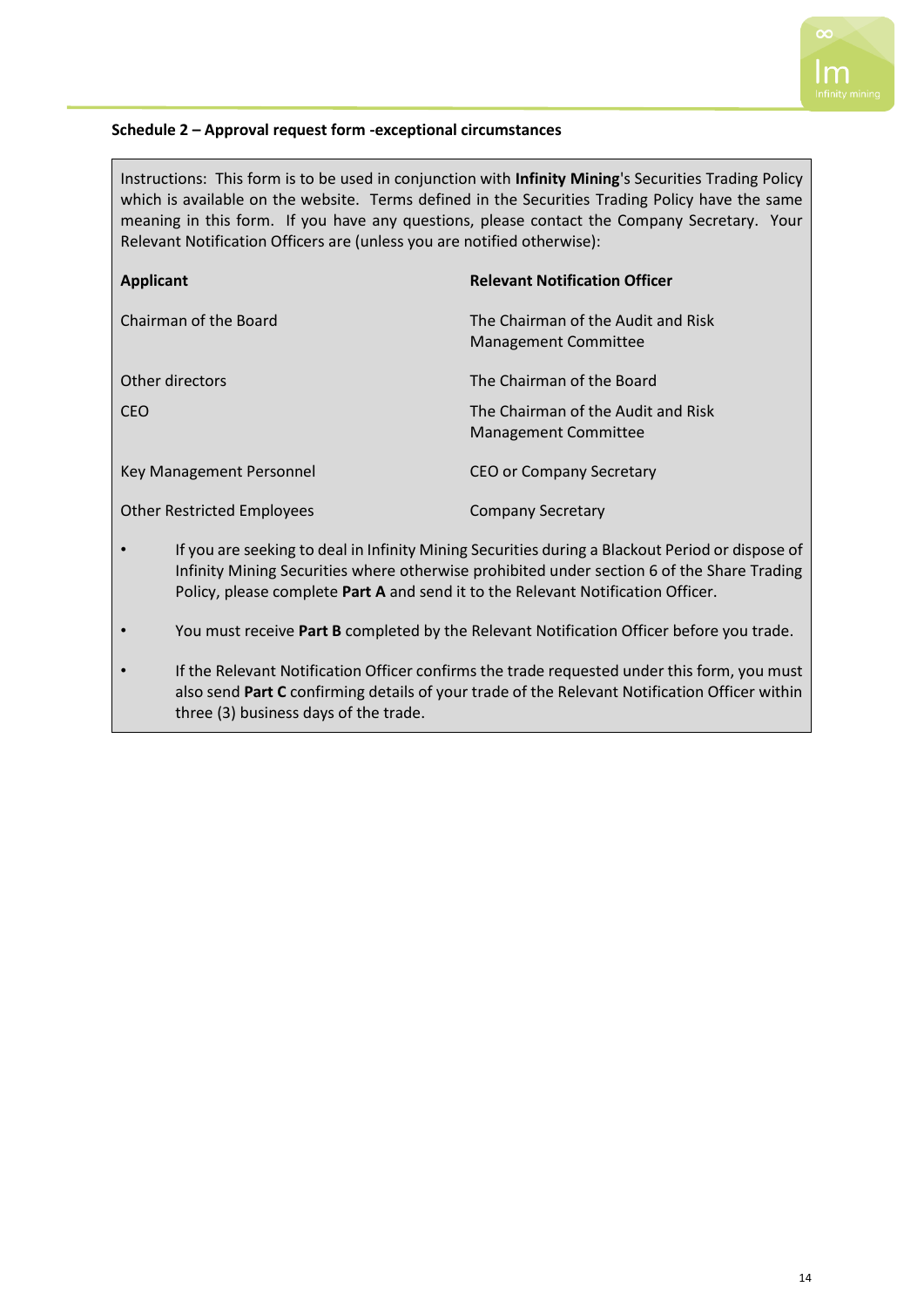**Schedule 2 – Approval request form -exceptional circumstances**

Instructions: This form is to be used in conjunction with **Infinity Mining**'s Securities Trading Policy which is available on the website. Terms defined in the Securities Trading Policy have the same meaning in this form. If you have any questions, please contact the Company Secretary. Your Relevant Notification Officers are (unless you are notified otherwise):

| **Applicant** | **Relevant Notification Officer** |
|---|---|
| Chairman of the Board | The Chairman of the Audit and Risk Management Committee |
| Other directors | The Chairman of the Board |
| CEO | The Chairman of the Audit and Risk Management Committee |
| Key Management Personnel | CEO or Company Secretary |
| Other Restricted Employees | Company Secretary |

- If you are seeking to deal in Infinity Mining Securities during a Blackout Period or dispose of Infinity Mining Securities where otherwise prohibited under section 6 of the Share Trading Policy, please complete **Part A** and send it to the Relevant Notification Officer.
- You must receive **Part B** completed by the Relevant Notification Officer before you trade.
- If the Relevant Notification Officer confirms the trade requested under this form, you must also send **Part C** confirming details of your trade of the Relevant Notification Officer within three (3) business days of the trade.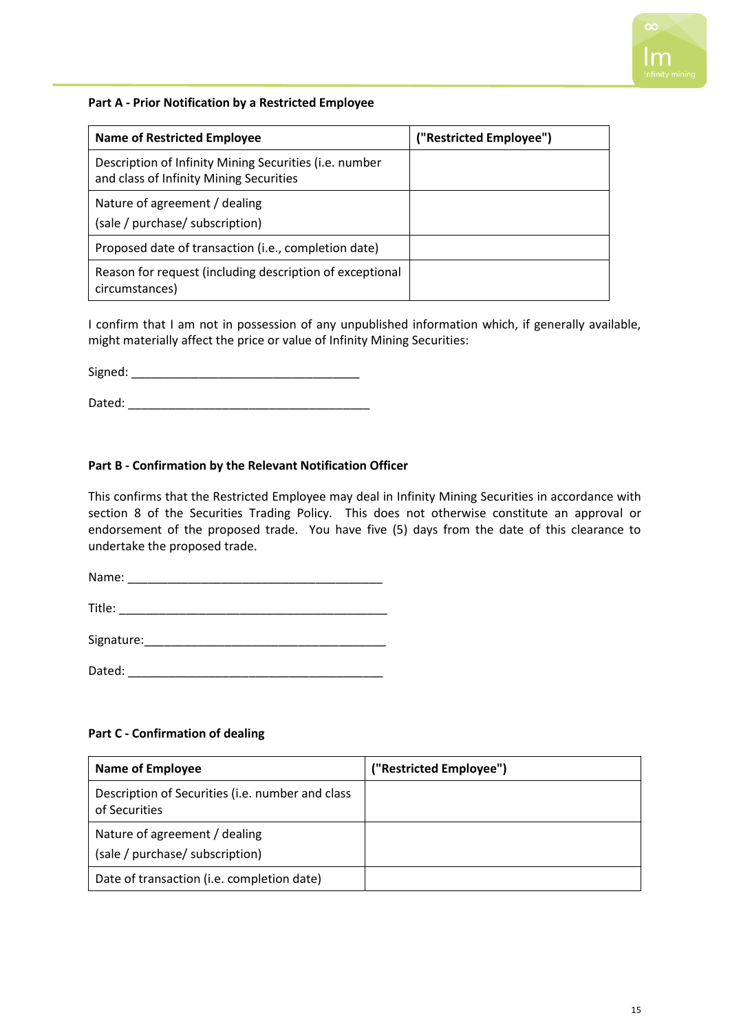**Part A - Prior Notification by a Restricted Employee**

| Name of Restricted Employee | ("Restricted Employee") |
|---|---|
| Description of Infinity Mining Securities (i.e. number and class of Infinity Mining Securities | |
| Nature of agreement / dealing<br>(sale / purchase/ subscription) | |
| Proposed date of transaction (i.e., completion date) | |
| Reason for request (including description of exceptional circumstances) | |

I confirm that I am not in possession of any unpublished information which, if generally available, might materially affect the price or value of Infinity Mining Securities:

Signed: ___________________________________

Dated: _____________________________________

**Part B - Confirmation by the Relevant Notification Officer**

This confirms that the Restricted Employee may deal in Infinity Mining Securities in accordance with section 8 of the Securities Trading Policy. This does not otherwise constitute an approval or endorsement of the proposed trade. You have five (5) days from the date of this clearance to undertake the proposed trade.

Name: _______________________________________

Title: ________________________________________

Signature:_____________________________________

Dated: _______________________________________

**Part C - Confirmation of dealing**

| Name of Employee | ("Restricted Employee") |
|---|---|
| Description of Securities (i.e. number and class of Securities | |
| Nature of agreement / dealing<br>(sale / purchase/ subscription) | |
| Date of transaction (i.e. completion date) | |